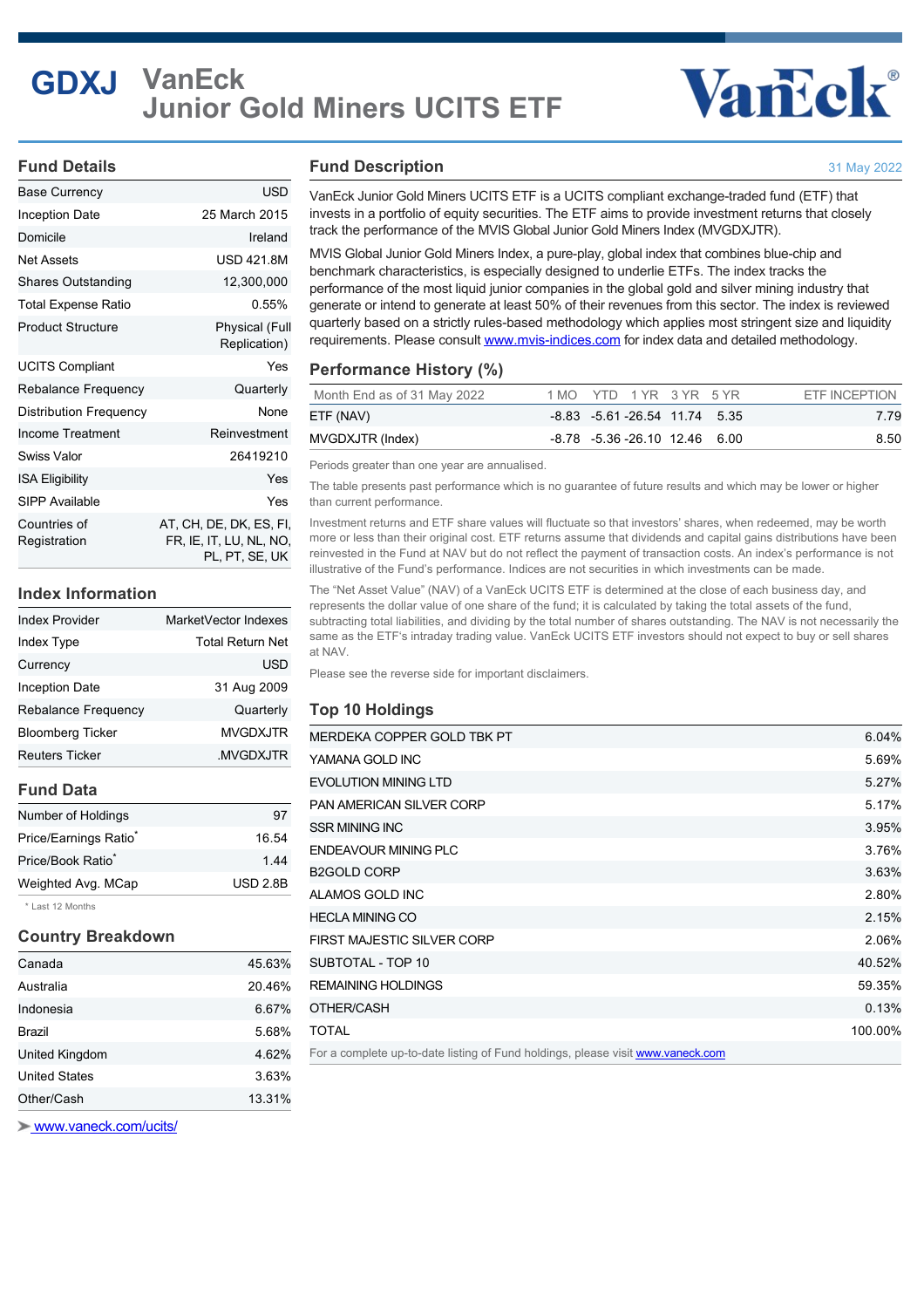# GDXJ VanEck Junior Gold Miners UCITS ETF

## Fund Details

| | |
|---|---|
| Base Currency | USD |
| Inception Date | 25 March 2015 |
| Domicile | Ireland |
| Net Assets | USD 421.8M |
| Shares Outstanding | 12,300,000 |
| Total Expense Ratio | 0.55% |
| Product Structure | Physical (Full Replication) |
| UCITS Compliant | Yes |
| Rebalance Frequency | Quarterly |
| Distribution Frequency | None |
| Income Treatment | Reinvestment |
| Swiss Valor | 26419210 |
| ISA Eligibility | Yes |
| SIPP Available | Yes |
| Countries of Registration | AT, CH, DE, DK, ES, FI, FR, IE, IT, LU, NL, NO, PL, PT, SE, UK |

## Index Information

| | |
|---|---|
| Index Provider | MarketVector Indexes |
| Index Type | Total Return Net |
| Currency | USD |
| Inception Date | 31 Aug 2009 |
| Rebalance Frequency | Quarterly |
| Bloomberg Ticker | MVGDXJTR |
| Reuters Ticker | .MVGDXJTR |

## Fund Data

| | |
|---|---|
| Number of Holdings | 97 |
| Price/Earnings Ratio* | 16.54 |
| Price/Book Ratio* | 1.44 |
| Weighted Avg. MCap | USD 2.8B |

* Last 12 Months

## Country Breakdown

| | |
|---|---|
| Canada | 45.63% |
| Australia | 20.46% |
| Indonesia | 6.67% |
| Brazil | 5.68% |
| United Kingdom | 4.62% |
| United States | 3.63% |
| Other/Cash | 13.31% |

www.vaneck.com/ucits/

## Fund Description

31 May 2022

VanEck Junior Gold Miners UCITS ETF is a UCITS compliant exchange-traded fund (ETF) that invests in a portfolio of equity securities. The ETF aims to provide investment returns that closely track the performance of the MVIS Global Junior Gold Miners Index (MVGDXJTR).

MVIS Global Junior Gold Miners Index, a pure-play, global index that combines blue-chip and benchmark characteristics, is especially designed to underlie ETFs. The index tracks the performance of the most liquid junior companies in the global gold and silver mining industry that generate or intend to generate at least 50% of their revenues from this sector. The index is reviewed quarterly based on a strictly rules-based methodology which applies most stringent size and liquidity requirements. Please consult www.mvis-indices.com for index data and detailed methodology.

## Performance History (%)

| Month End as of 31 May 2022 | 1 MO | YTD | 1 YR | 3 YR | 5 YR | ETF INCEPTION |
|---|---|---|---|---|---|---|
| ETF (NAV) | -8.83 | -5.61 | -26.54 | 11.74 | 5.35 | 7.79 |
| MVGDXJTR (Index) | -8.78 | -5.36 | -26.10 | 12.46 | 6.00 | 8.50 |

Periods greater than one year are annualised.

The table presents past performance which is no guarantee of future results and which may be lower or higher than current performance.

Investment returns and ETF share values will fluctuate so that investors' shares, when redeemed, may be worth more or less than their original cost. ETF returns assume that dividends and capital gains distributions have been reinvested in the Fund at NAV but do not reflect the payment of transaction costs. An index's performance is not illustrative of the Fund's performance. Indices are not securities in which investments can be made.

The "Net Asset Value" (NAV) of a VanEck UCITS ETF is determined at the close of each business day, and represents the dollar value of one share of the fund; it is calculated by taking the total assets of the fund, subtracting total liabilities, and dividing by the total number of shares outstanding. The NAV is not necessarily the same as the ETF's intraday trading value. VanEck UCITS ETF investors should not expect to buy or sell shares at NAV.

Please see the reverse side for important disclaimers.

## Top 10 Holdings

| | |
|---|---|
| MERDEKA COPPER GOLD TBK PT | 6.04% |
| YAMANA GOLD INC | 5.69% |
| EVOLUTION MINING LTD | 5.27% |
| PAN AMERICAN SILVER CORP | 5.17% |
| SSR MINING INC | 3.95% |
| ENDEAVOUR MINING PLC | 3.76% |
| B2GOLD CORP | 3.63% |
| ALAMOS GOLD INC | 2.80% |
| HECLA MINING CO | 2.15% |
| FIRST MAJESTIC SILVER CORP | 2.06% |
| SUBTOTAL - TOP 10 | 40.52% |
| REMAINING HOLDINGS | 59.35% |
| OTHER/CASH | 0.13% |
| TOTAL | 100.00% |

For a complete up-to-date listing of Fund holdings, please visit www.vaneck.com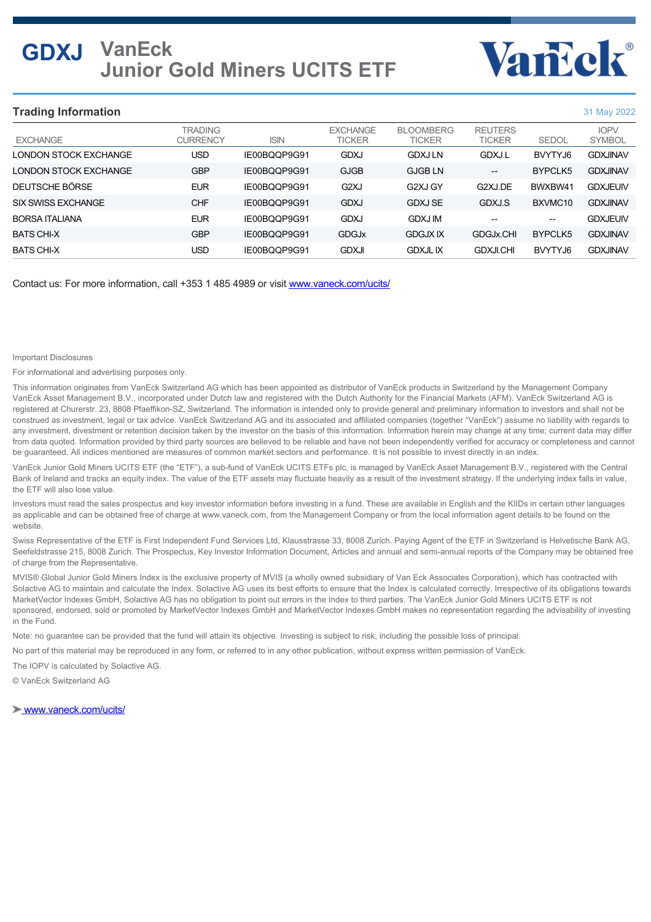# GDXJ VanEck Junior Gold Miners UCITS ETF

## Trading Information

31 May 2022

| EXCHANGE | TRADING CURRENCY | ISIN | EXCHANGE TICKER | BLOOMBERG TICKER | REUTERS TICKER | SEDOL | IOPV SYMBOL |
|---|---|---|---|---|---|---|---|
| LONDON STOCK EXCHANGE | USD | IE00BQQP9G91 | GDXJ | GDXJ LN | GDXJ.L | BVYTYJ6 | GDXJINAV |
| LONDON STOCK EXCHANGE | GBP | IE00BQQP9G91 | GJGB | GJGB LN | -- | BYPCLK5 | GDXJINAV |
| DEUTSCHE BÖRSE | EUR | IE00BQQP9G91 | G2XJ | G2XJ GY | G2XJ.DE | BWXBW41 | GDXJEUIV |
| SIX SWISS EXCHANGE | CHF | IE00BQQP9G91 | GDXJ | GDXJ SE | GDXJ.S | BXVMC10 | GDXJINAV |
| BORSA ITALIANA | EUR | IE00BQQP9G91 | GDXJ | GDXJ IM | -- | -- | GDXJEUIV |
| BATS CHI-X | GBP | IE00BQQP9G91 | GDGJx | GDGJX IX | GDGJx.CHI | BYPCLK5 | GDXJINAV |
| BATS CHI-X | USD | IE00BQQP9G91 | GDXJl | GDXJL IX | GDXJl.CHI | BVYTYJ6 | GDXJINAV |

Contact us: For more information, call +353 1 485 4989 or visit www.vaneck.com/ucits/

Important Disclosures

For informational and advertising purposes only.

This information originates from VanEck Switzerland AG which has been appointed as distributor of VanEck products in Switzerland by the Management Company VanEck Asset Management B.V., incorporated under Dutch law and registered with the Dutch Authority for the Financial Markets (AFM). VanEck Switzerland AG is registered at Churerstr. 23, 8808 Pfaeffikon-SZ, Switzerland. The information is intended only to provide general and preliminary information to investors and shall not be construed as investment, legal or tax advice. VanEck Switzerland AG and its associated and affiliated companies (together "VanEck") assume no liability with regards to any investment, divestment or retention decision taken by the investor on the basis of this information. Information herein may change at any time; current data may differ from data quoted. Information provided by third party sources are believed to be reliable and have not been independently verified for accuracy or completeness and cannot be guaranteed. All indices mentioned are measures of common market sectors and performance. It is not possible to invest directly in an index.

VanEck Junior Gold Miners UCITS ETF (the "ETF"), a sub-fund of VanEck UCITS ETFs plc, is managed by VanEck Asset Management B.V., registered with the Central Bank of Ireland and tracks an equity index. The value of the ETF assets may fluctuate heavily as a result of the investment strategy. If the underlying index falls in value, the ETF will also lose value.

Investors must read the sales prospectus and key investor information before investing in a fund. These are available in English and the KIIDs in certain other languages as applicable and can be obtained free of charge at www.vaneck.com, from the Management Company or from the local information agent details to be found on the website.

Swiss Representative of the ETF is First Independent Fund Services Ltd, Klausstrasse 33, 8008 Zurich. Paying Agent of the ETF in Switzerland is Helvetische Bank AG, Seefeldstrasse 215, 8008 Zurich. The Prospectus, Key Investor Information Document, Articles and annual and semi-annual reports of the Company may be obtained free of charge from the Representative.

MVIS® Global Junior Gold Miners Index is the exclusive property of MVIS (a wholly owned subsidiary of Van Eck Associates Corporation), which has contracted with Solactive AG to maintain and calculate the Index. Solactive AG uses its best efforts to ensure that the Index is calculated correctly. Irrespective of its obligations towards MarketVector Indexes GmbH, Solactive AG has no obligation to point out errors in the Index to third parties. The VanEck Junior Gold Miners UCITS ETF is not sponsored, endorsed, sold or promoted by MarketVector Indexes GmbH and MarketVector Indexes GmbH makes no representation regarding the advisability of investing in the Fund.

Note: no guarantee can be provided that the fund will attain its objective. Investing is subject to risk, including the possible loss of principal.

No part of this material may be reproduced in any form, or referred to in any other publication, without express written permission of VanEck.

The IOPV is calculated by Solactive AG.

© VanEck Switzerland AG

www.vaneck.com/ucits/